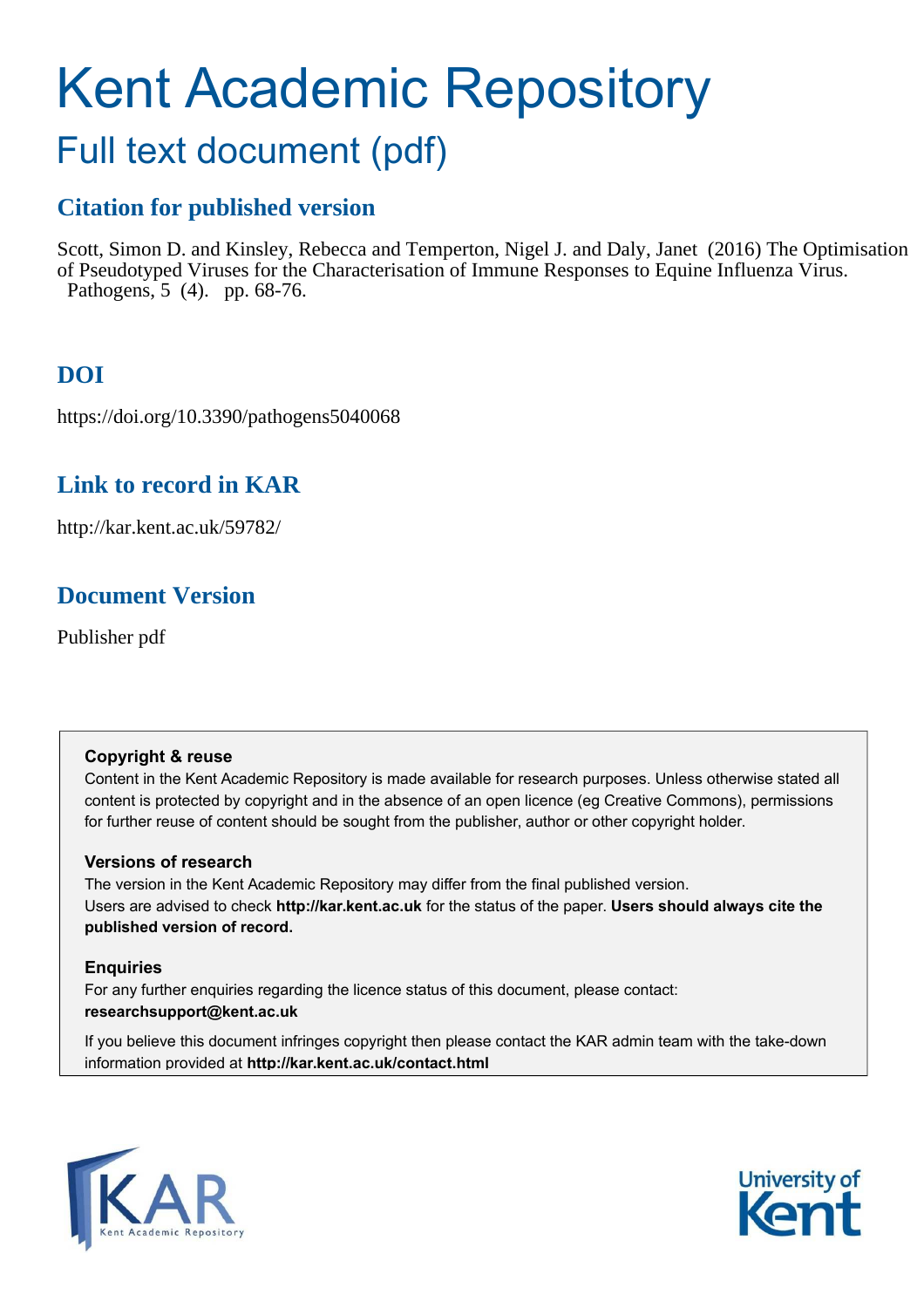# Kent Academic Repository

## Full text document (pdf)

### Citation for published version

Scott, Simon D. and Kinsley, Rebecca and Temperton, Nigel J. and Daly, Janet (2016) The Optimisation of Pseudotyped Viruses for the Characterisation of Immune Responses to Equine Influenza Virus. Pathogens, 5 (4). pp. 68-76.

### DOI

https://doi.org/10.3390/pathogens5040068

### Link to record in KAR

http://kar.kent.ac.uk/59782/

### Document Version

Publisher pdf

**Copyright & reuse**

Content in the Kent Academic Repository is made available for research purposes. Unless otherwise stated all content is protected by copyright and in the absence of an open licence (eg Creative Commons), permissions for further reuse of content should be sought from the publisher, author or other copyright holder.

**Versions of research**

The version in the Kent Academic Repository may differ from the final published version. Users are advised to check **http://kar.kent.ac.uk** for the status of the paper. **Users should always cite the published version of record.**

**Enquiries**

For any further enquiries regarding the licence status of this document, please contact: **researchsupport@kent.ac.uk**

If you believe this document infringes copyright then please contact the KAR admin team with the take-down information provided at **http://kar.kent.ac.uk/contact.html**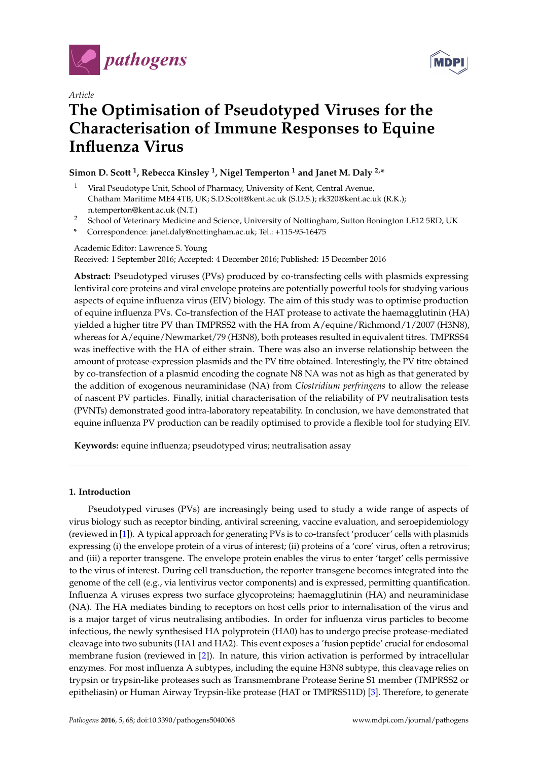pathogens

Article

# The Optimisation of Pseudotyped Viruses for the Characterisation of Immune Responses to Equine Influenza Virus

**Simon D. Scott [1], Rebecca Kinsley [1], Nigel Temperton [1] and Janet M. Daly [2,*]**

[1] Viral Pseudotype Unit, School of Pharmacy, University of Kent, Central Avenue, Chatham Maritime ME4 4TB, UK; S.D.Scott@kent.ac.uk (S.D.S.); rk320@kent.ac.uk (R.K.); n.temperton@kent.ac.uk (N.T.)

[2] School of Veterinary Medicine and Science, University of Nottingham, Sutton Bonington LE12 5RD, UK

\* Correspondence: janet.daly@nottingham.ac.uk; Tel.: +115-95-16475

Academic Editor: Lawrence S. Young

Received: 1 September 2016; Accepted: 4 December 2016; Published: 15 December 2016

**Abstract:** Pseudotyped viruses (PVs) produced by co-transfecting cells with plasmids expressing lentiviral core proteins and viral envelope proteins are potentially powerful tools for studying various aspects of equine influenza virus (EIV) biology. The aim of this study was to optimise production of equine influenza PVs. Co-transfection of the HAT protease to activate the haemagglutinin (HA) yielded a higher titre PV than TMPRSS2 with the HA from A/equine/Richmond/1/2007 (H3N8), whereas for A/equine/Newmarket/79 (H3N8), both proteases resulted in equivalent titres. TMPRSS4 was ineffective with the HA of either strain. There was also an inverse relationship between the amount of protease-expression plasmids and the PV titre obtained. Interestingly, the PV titre obtained by co-transfection of a plasmid encoding the cognate N8 NA was not as high as that generated by the addition of exogenous neuraminidase (NA) from *Clostridium perfringens* to allow the release of nascent PV particles. Finally, initial characterisation of the reliability of PV neutralisation tests (PVNTs) demonstrated good intra-laboratory repeatability. In conclusion, we have demonstrated that equine influenza PV production can be readily optimised to provide a flexible tool for studying EIV.

**Keywords:** equine influenza; pseudotyped virus; neutralisation assay

## 1. Introduction

Pseudotyped viruses (PVs) are increasingly being used to study a wide range of aspects of virus biology such as receptor binding, antiviral screening, vaccine evaluation, and seroepidemiology (reviewed in [1]). A typical approach for generating PVs is to co-transfect 'producer' cells with plasmids expressing (i) the envelope protein of a virus of interest; (ii) proteins of a 'core' virus, often a retrovirus; and (iii) a reporter transgene. The envelope protein enables the virus to enter 'target' cells permissive to the virus of interest. During cell transduction, the reporter transgene becomes integrated into the genome of the cell (e.g., via lentivirus vector components) and is expressed, permitting quantification. Influenza A viruses express two surface glycoproteins; haemagglutinin (HA) and neuraminidase (NA). The HA mediates binding to receptors on host cells prior to internalisation of the virus and is a major target of virus neutralising antibodies. In order for influenza virus particles to become infectious, the newly synthesised HA polyprotein (HA0) has to undergo precise protease-mediated cleavage into two subunits (HA1 and HA2). This event exposes a 'fusion peptide' crucial for endosomal membrane fusion (reviewed in [2]). In nature, this virion activation is performed by intracellular enzymes. For most influenza A subtypes, including the equine H3N8 subtype, this cleavage relies on trypsin or trypsin-like proteases such as Transmembrane Protease Serine S1 member (TMPRSS2 or epitheliasin) or Human Airway Trypsin-like protease (HAT or TMPRSS11D) [3]. Therefore, to generate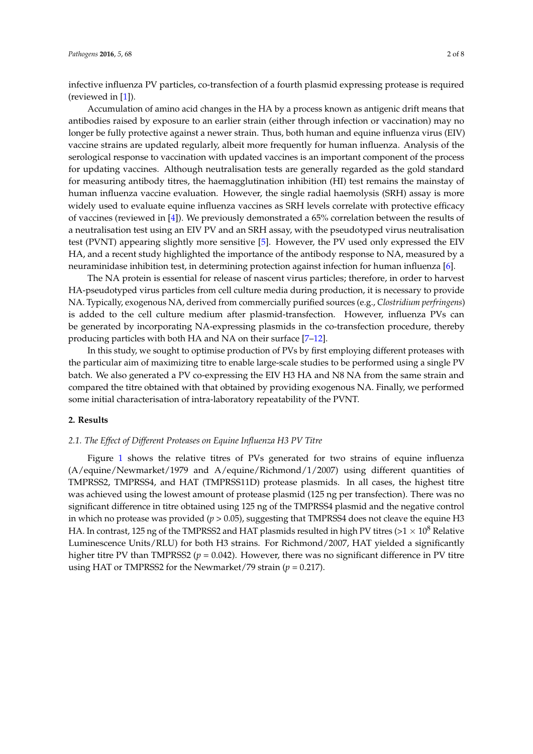infective influenza PV particles, co-transfection of a fourth plasmid expressing protease is required (reviewed in [1]).

Accumulation of amino acid changes in the HA by a process known as antigenic drift means that antibodies raised by exposure to an earlier strain (either through infection or vaccination) may no longer be fully protective against a newer strain. Thus, both human and equine influenza virus (EIV) vaccine strains are updated regularly, albeit more frequently for human influenza. Analysis of the serological response to vaccination with updated vaccines is an important component of the process for updating vaccines. Although neutralisation tests are generally regarded as the gold standard for measuring antibody titres, the haemagglutination inhibition (HI) test remains the mainstay of human influenza vaccine evaluation. However, the single radial haemolysis (SRH) assay is more widely used to evaluate equine influenza vaccines as SRH levels correlate with protective efficacy of vaccines (reviewed in [4]). We previously demonstrated a 65% correlation between the results of a neutralisation test using an EIV PV and an SRH assay, with the pseudotyped virus neutralisation test (PVNT) appearing slightly more sensitive [5]. However, the PV used only expressed the EIV HA, and a recent study highlighted the importance of the antibody response to NA, measured by a neuraminidase inhibition test, in determining protection against infection for human influenza [6].

The NA protein is essential for release of nascent virus particles; therefore, in order to harvest HA-pseudotyped virus particles from cell culture media during production, it is necessary to provide NA. Typically, exogenous NA, derived from commercially purified sources (e.g., *Clostridium perfringens*) is added to the cell culture medium after plasmid-transfection. However, influenza PVs can be generated by incorporating NA-expressing plasmids in the co-transfection procedure, thereby producing particles with both HA and NA on their surface [7–12].

In this study, we sought to optimise production of PVs by first employing different proteases with the particular aim of maximizing titre to enable large-scale studies to be performed using a single PV batch. We also generated a PV co-expressing the EIV H3 HA and N8 NA from the same strain and compared the titre obtained with that obtained by providing exogenous NA. Finally, we performed some initial characterisation of intra-laboratory repeatability of the PVNT.

## 2. Results

### 2.1. The Effect of Different Proteases on Equine Influenza H3 PV Titre

Figure 1 shows the relative titres of PVs generated for two strains of equine influenza (A/equine/Newmarket/1979 and A/equine/Richmond/1/2007) using different quantities of TMPRSS2, TMPRSS4, and HAT (TMPRSS11D) protease plasmids. In all cases, the highest titre was achieved using the lowest amount of protease plasmid (125 ng per transfection). There was no significant difference in titre obtained using 125 ng of the TMPRSS4 plasmid and the negative control in which no protease was provided ($p > 0.05$), suggesting that TMPRSS4 does not cleave the equine H3 HA. In contrast, 125 ng of the TMPRSS2 and HAT plasmids resulted in high PV titres ($>1 \times 10^8$ Relative Luminescence Units/RLU) for both H3 strains. For Richmond/2007, HAT yielded a significantly higher titre PV than TMPRSS2 ($p = 0.042$). However, there was no significant difference in PV titre using HAT or TMPRSS2 for the Newmarket/79 strain ($p = 0.217$).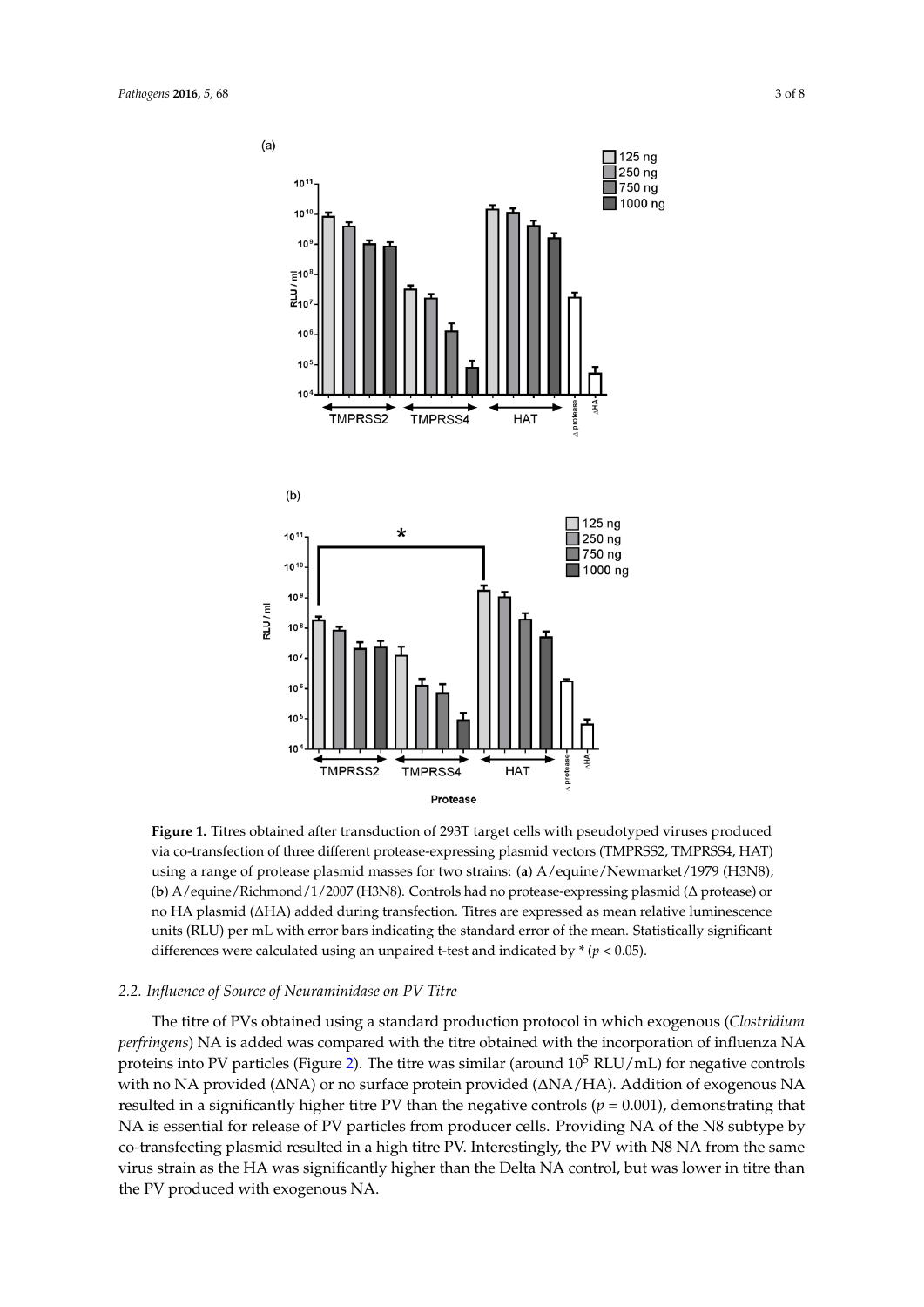**Figure 1.** Titres obtained after transduction of 293T target cells with pseudotyped viruses produced via co-transfection of three different protease-expressing plasmid vectors (TMPRSS2, TMPRSS4, HAT) using a range of protease plasmid masses for two strains: (**a**) A/equine/Newmarket/1979 (H3N8); (**b**) A/equine/Richmond/1/2007 (H3N8). Controls had no protease-expressing plasmid (Δ protease) or no HA plasmid (ΔHA) added during transfection. Titres are expressed as mean relative luminescence units (RLU) per mL with error bars indicating the standard error of the mean. Statistically significant differences were calculated using an unpaired t-test and indicated by * ($p < 0.05$).

### 2.2. Influence of Source of Neuraminidase on PV Titre

The titre of PVs obtained using a standard production protocol in which exogenous (*Clostridium perfringens*) NA is added was compared with the titre obtained with the incorporation of influenza NA proteins into PV particles (Figure 2). The titre was similar (around $10^5$ RLU/mL) for negative controls with no NA provided (ΔNA) or no surface protein provided (ΔNA/HA). Addition of exogenous NA resulted in a significantly higher titre PV than the negative controls ($p = 0.001$), demonstrating that NA is essential for release of PV particles from producer cells. Providing NA of the N8 subtype by co-transfecting plasmid resulted in a high titre PV. Interestingly, the PV with N8 NA from the same virus strain as the HA was significantly higher than the Delta NA control, but was lower in titre than the PV produced with exogenous NA.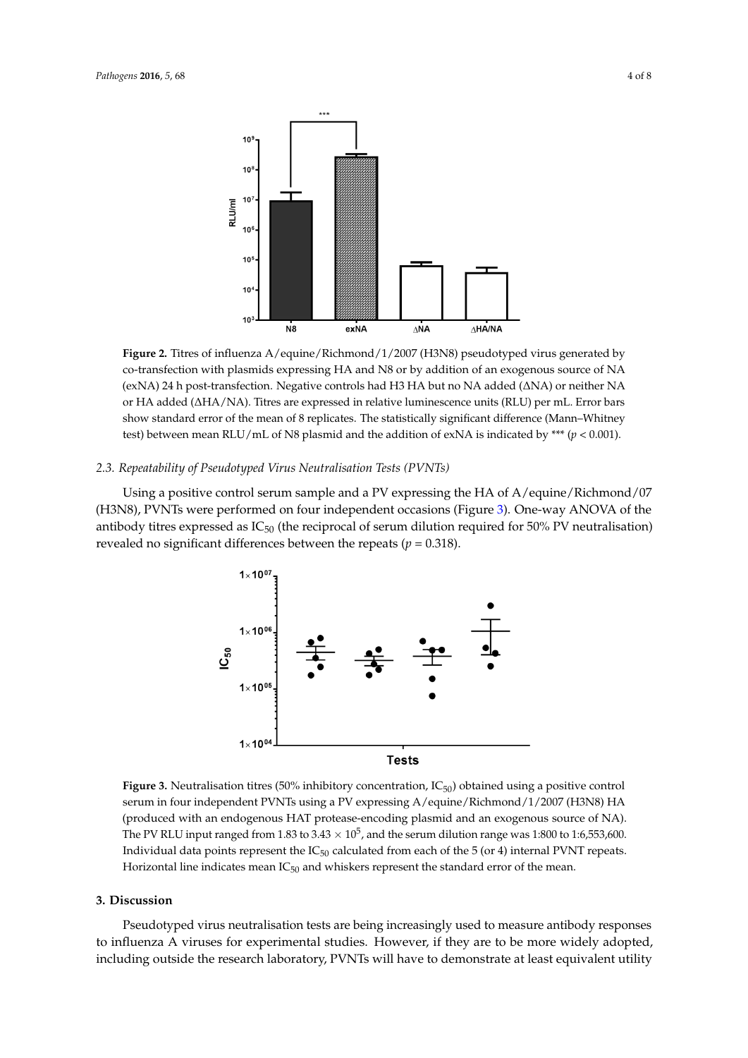**Figure 2.** Titres of influenza A/equine/Richmond/1/2007 (H3N8) pseudotyped virus generated by co-transfection with plasmids expressing HA and N8 or by addition of an exogenous source of NA (exNA) 24 h post-transfection. Negative controls had H3 HA but no NA added (ΔNA) or neither NA or HA added (ΔHA/NA). Titres are expressed in relative luminescence units (RLU) per mL. Error bars show standard error of the mean of 8 replicates. The statistically significant difference (Mann–Whitney test) between mean RLU/mL of N8 plasmid and the addition of exNA is indicated by *** ($p < 0.001$).

### 2.3. Repeatability of Pseudotyped Virus Neutralisation Tests (PVNTs)

Using a positive control serum sample and a PV expressing the HA of A/equine/Richmond/07 (H3N8), PVNTs were performed on four independent occasions (Figure 3). One-way ANOVA of the antibody titres expressed as $IC_{50}$ (the reciprocal of serum dilution required for 50% PV neutralisation) revealed no significant differences between the repeats ($p = 0.318$).

**Figure 3.** Neutralisation titres (50% inhibitory concentration, $IC_{50}$) obtained using a positive control serum in four independent PVNTs using a PV expressing A/equine/Richmond/1/2007 (H3N8) HA (produced with an endogenous HAT protease-encoding plasmid and an exogenous source of NA). The PV RLU input ranged from 1.83 to $3.43 \times 10^5$, and the serum dilution range was 1:800 to 1:6,553,600. Individual data points represent the $IC_{50}$ calculated from each of the 5 (or 4) internal PVNT repeats. Horizontal line indicates mean $IC_{50}$ and whiskers represent the standard error of the mean.

## 3. Discussion

Pseudotyped virus neutralisation tests are being increasingly used to measure antibody responses to influenza A viruses for experimental studies. However, if they are to be more widely adopted, including outside the research laboratory, PVNTs will have to demonstrate at least equivalent utility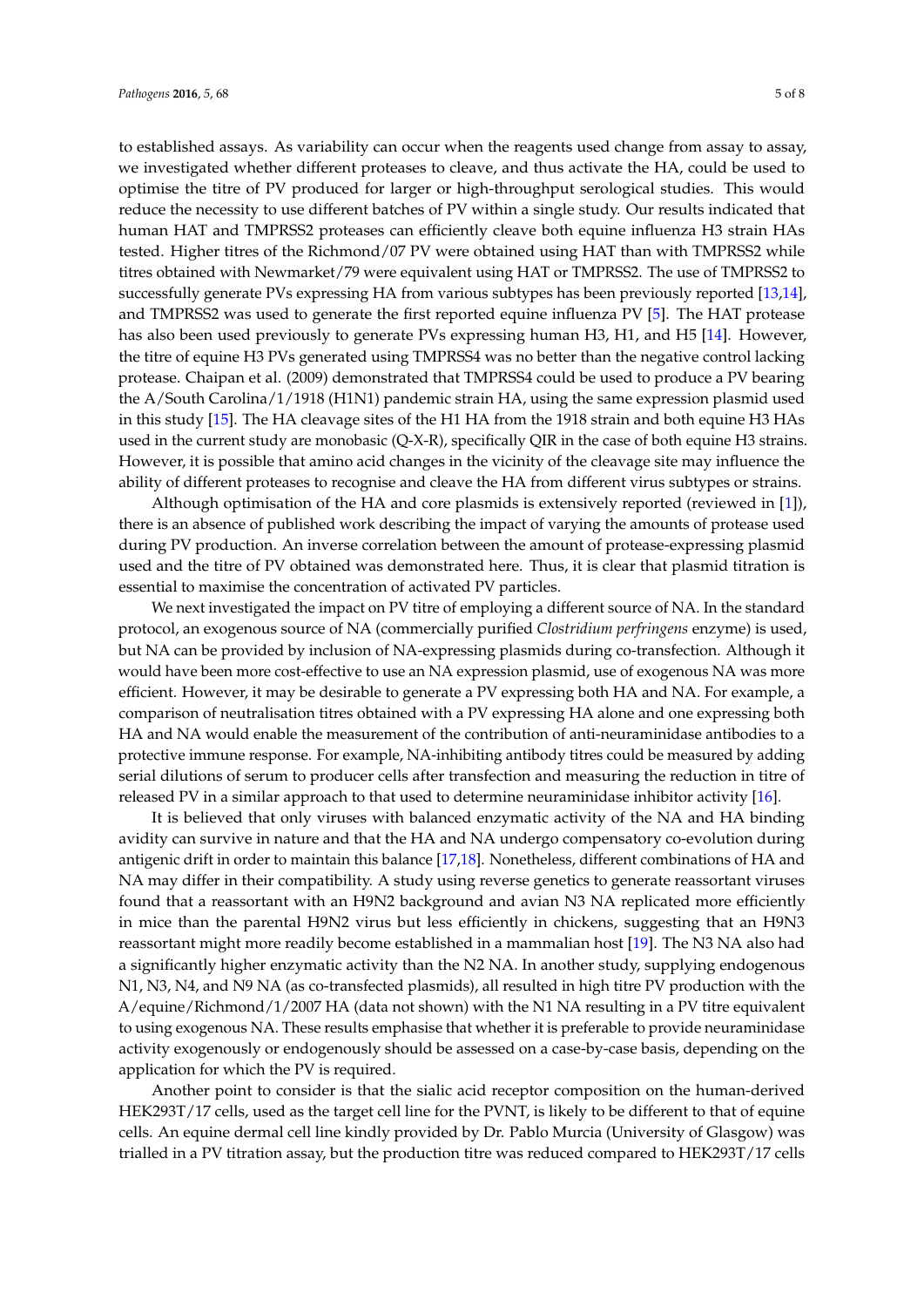to established assays. As variability can occur when the reagents used change from assay to assay, we investigated whether different proteases to cleave, and thus activate the HA, could be used to optimise the titre of PV produced for larger or high-throughput serological studies. This would reduce the necessity to use different batches of PV within a single study. Our results indicated that human HAT and TMPRSS2 proteases can efficiently cleave both equine influenza H3 strain HAs tested. Higher titres of the Richmond/07 PV were obtained using HAT than with TMPRSS2 while titres obtained with Newmarket/79 were equivalent using HAT or TMPRSS2. The use of TMPRSS2 to successfully generate PVs expressing HA from various subtypes has been previously reported [13,14], and TMPRSS2 was used to generate the first reported equine influenza PV [5]. The HAT protease has also been used previously to generate PVs expressing human H3, H1, and H5 [14]. However, the titre of equine H3 PVs generated using TMPRSS4 was no better than the negative control lacking protease. Chaipan et al. (2009) demonstrated that TMPRSS4 could be used to produce a PV bearing the A/South Carolina/1/1918 (H1N1) pandemic strain HA, using the same expression plasmid used in this study [15]. The HA cleavage sites of the H1 HA from the 1918 strain and both equine H3 HAs used in the current study are monobasic (Q-X-R), specifically QIR in the case of both equine H3 strains. However, it is possible that amino acid changes in the vicinity of the cleavage site may influence the ability of different proteases to recognise and cleave the HA from different virus subtypes or strains.

Although optimisation of the HA and core plasmids is extensively reported (reviewed in [1]), there is an absence of published work describing the impact of varying the amounts of protease used during PV production. An inverse correlation between the amount of protease-expressing plasmid used and the titre of PV obtained was demonstrated here. Thus, it is clear that plasmid titration is essential to maximise the concentration of activated PV particles.

We next investigated the impact on PV titre of employing a different source of NA. In the standard protocol, an exogenous source of NA (commercially purified *Clostridium perfringens* enzyme) is used, but NA can be provided by inclusion of NA-expressing plasmids during co-transfection. Although it would have been more cost-effective to use an NA expression plasmid, use of exogenous NA was more efficient. However, it may be desirable to generate a PV expressing both HA and NA. For example, a comparison of neutralisation titres obtained with a PV expressing HA alone and one expressing both HA and NA would enable the measurement of the contribution of anti-neuraminidase antibodies to a protective immune response. For example, NA-inhibiting antibody titres could be measured by adding serial dilutions of serum to producer cells after transfection and measuring the reduction in titre of released PV in a similar approach to that used to determine neuraminidase inhibitor activity [16].

It is believed that only viruses with balanced enzymatic activity of the NA and HA binding avidity can survive in nature and that the HA and NA undergo compensatory co-evolution during antigenic drift in order to maintain this balance [17,18]. Nonetheless, different combinations of HA and NA may differ in their compatibility. A study using reverse genetics to generate reassortant viruses found that a reassortant with an H9N2 background and avian N3 NA replicated more efficiently in mice than the parental H9N2 virus but less efficiently in chickens, suggesting that an H9N3 reassortant might more readily become established in a mammalian host [19]. The N3 NA also had a significantly higher enzymatic activity than the N2 NA. In another study, supplying endogenous N1, N3, N4, and N9 NA (as co-transfected plasmids), all resulted in high titre PV production with the A/equine/Richmond/1/2007 HA (data not shown) with the N1 NA resulting in a PV titre equivalent to using exogenous NA. These results emphasise that whether it is preferable to provide neuraminidase activity exogenously or endogenously should be assessed on a case-by-case basis, depending on the application for which the PV is required.

Another point to consider is that the sialic acid receptor composition on the human-derived HEK293T/17 cells, used as the target cell line for the PVNT, is likely to be different to that of equine cells. An equine dermal cell line kindly provided by Dr. Pablo Murcia (University of Glasgow) was trialled in a PV titration assay, but the production titre was reduced compared to HEK293T/17 cells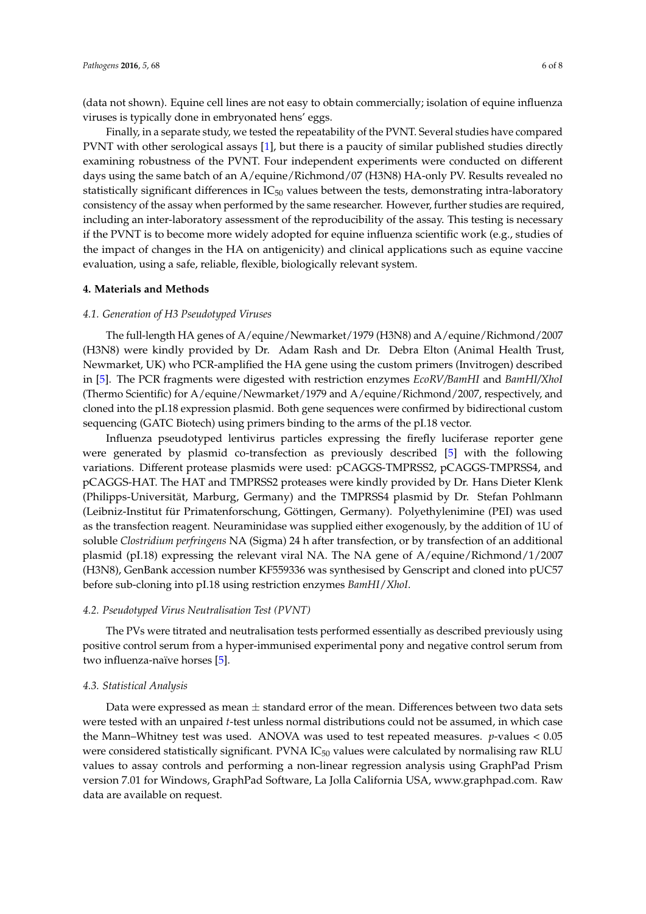(data not shown). Equine cell lines are not easy to obtain commercially; isolation of equine influenza viruses is typically done in embryonated hens' eggs.

Finally, in a separate study, we tested the repeatability of the PVNT. Several studies have compared PVNT with other serological assays [1], but there is a paucity of similar published studies directly examining robustness of the PVNT. Four independent experiments were conducted on different days using the same batch of an A/equine/Richmond/07 (H3N8) HA-only PV. Results revealed no statistically significant differences in $IC_{50}$ values between the tests, demonstrating intra-laboratory consistency of the assay when performed by the same researcher. However, further studies are required, including an inter-laboratory assessment of the reproducibility of the assay. This testing is necessary if the PVNT is to become more widely adopted for equine influenza scientific work (e.g., studies of the impact of changes in the HA on antigenicity) and clinical applications such as equine vaccine evaluation, using a safe, reliable, flexible, biologically relevant system.

## 4. Materials and Methods

### *4.1. Generation of H3 Pseudotyped Viruses*

The full-length HA genes of A/equine/Newmarket/1979 (H3N8) and A/equine/Richmond/2007 (H3N8) were kindly provided by Dr. Adam Rash and Dr. Debra Elton (Animal Health Trust, Newmarket, UK) who PCR-amplified the HA gene using the custom primers (Invitrogen) described in [5]. The PCR fragments were digested with restriction enzymes *EcoRV/BamHI* and *BamHI/XhoI* (Thermo Scientific) for A/equine/Newmarket/1979 and A/equine/Richmond/2007, respectively, and cloned into the pI.18 expression plasmid. Both gene sequences were confirmed by bidirectional custom sequencing (GATC Biotech) using primers binding to the arms of the pI.18 vector.

Influenza pseudotyped lentivirus particles expressing the firefly luciferase reporter gene were generated by plasmid co-transfection as previously described [5] with the following variations. Different protease plasmids were used: pCAGGS-TMPRSS2, pCAGGS-TMPRSS4, and pCAGGS-HAT. The HAT and TMPRSS2 proteases were kindly provided by Dr. Hans Dieter Klenk (Philipps-Universität, Marburg, Germany) and the TMPRSS4 plasmid by Dr. Stefan Pohlmann (Leibniz-Institut für Primatenforschung, Göttingen, Germany). Polyethylenimine (PEI) was used as the transfection reagent. Neuraminidase was supplied either exogenously, by the addition of 1U of soluble *Clostridium perfringens* NA (Sigma) 24 h after transfection, or by transfection of an additional plasmid (pI.18) expressing the relevant viral NA. The NA gene of A/equine/Richmond/1/2007 (H3N8), GenBank accession number KF559336 was synthesised by Genscript and cloned into pUC57 before sub-cloning into pI.18 using restriction enzymes *BamHI/XhoI*.

### *4.2. Pseudotyped Virus Neutralisation Test (PVNT)*

The PVs were titrated and neutralisation tests performed essentially as described previously using positive control serum from a hyper-immunised experimental pony and negative control serum from two influenza-naïve horses [5].

### *4.3. Statistical Analysis*

Data were expressed as mean ± standard error of the mean. Differences between two data sets were tested with an unpaired *t*-test unless normal distributions could not be assumed, in which case the Mann–Whitney test was used. ANOVA was used to test repeated measures. $p$-values $< 0.05$ were considered statistically significant. PVNA $IC_{50}$ values were calculated by normalising raw RLU values to assay controls and performing a non-linear regression analysis using GraphPad Prism version 7.01 for Windows, GraphPad Software, La Jolla California USA, www.graphpad.com. Raw data are available on request.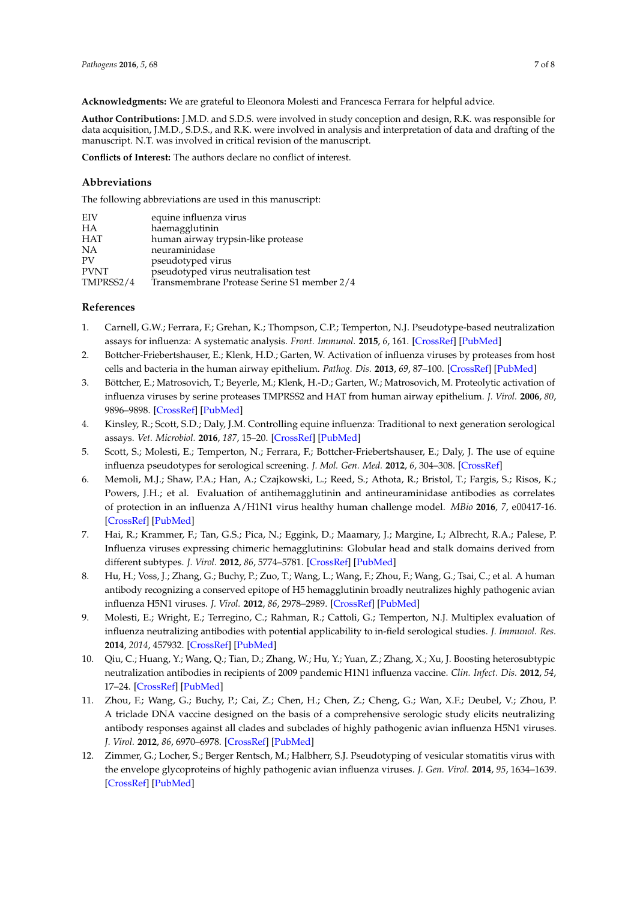**Acknowledgments:** We are grateful to Eleonora Molesti and Francesca Ferrara for helpful advice.

**Author Contributions:** J.M.D. and S.D.S. were involved in study conception and design, R.K. was responsible for data acquisition, J.M.D., S.D.S., and R.K. were involved in analysis and interpretation of data and drafting of the manuscript. N.T. was involved in critical revision of the manuscript.

**Conflicts of Interest:** The authors declare no conflict of interest.

## Abbreviations

The following abbreviations are used in this manuscript:

| | |
|---|---|
| EIV | equine influenza virus |
| HA | haemagglutinin |
| HAT | human airway trypsin-like protease |
| NA | neuraminidase |
| PV | pseudotyped virus |
| PVNT | pseudotyped virus neutralisation test |
| TMPRSS2/4 | Transmembrane Protease Serine S1 member 2/4 |

## References

1. Carnell, G.W.; Ferrara, F.; Grehan, K.; Thompson, C.P.; Temperton, N.J. Pseudotype-based neutralization assays for influenza: A systematic analysis. *Front. Immunol.* **2015**, *6*, 161. [CrossRef] [PubMed]
2. Bottcher-Friebertshauser, E.; Klenk, H.D.; Garten, W. Activation of influenza viruses by proteases from host cells and bacteria in the human airway epithelium. *Pathog. Dis.* **2013**, *69*, 87–100. [CrossRef] [PubMed]
3. Böttcher, E.; Matrosovich, T.; Beyerle, M.; Klenk, H.-D.; Garten, W.; Matrosovich, M. Proteolytic activation of influenza viruses by serine proteases TMPRSS2 and HAT from human airway epithelium. *J. Virol.* **2006**, *80*, 9896–9898. [CrossRef] [PubMed]
4. Kinsley, R.; Scott, S.D.; Daly, J.M. Controlling equine influenza: Traditional to next generation serological assays. *Vet. Microbiol.* **2016**, *187*, 15–20. [CrossRef] [PubMed]
5. Scott, S.; Molesti, E.; Temperton, N.; Ferrara, F.; Bottcher-Friebertshauser, E.; Daly, J. The use of equine influenza pseudotypes for serological screening. *J. Mol. Gen. Med.* **2012**, *6*, 304–308. [CrossRef]
6. Memoli, M.J.; Shaw, P.A.; Han, A.; Czajkowski, L.; Reed, S.; Athota, R.; Bristol, T.; Fargis, S.; Risos, K.; Powers, J.H.; et al. Evaluation of antihemagglutinin and antineuraminidase antibodies as correlates of protection in an influenza A/H1N1 virus healthy human challenge model. *MBio* **2016**, *7*, e00417-16. [CrossRef] [PubMed]
7. Hai, R.; Krammer, F.; Tan, G.S.; Pica, N.; Eggink, D.; Maamary, J.; Margine, I.; Albrecht, R.A.; Palese, P. Influenza viruses expressing chimeric hemagglutinins: Globular head and stalk domains derived from different subtypes. *J. Virol.* **2012**, *86*, 5774–5781. [CrossRef] [PubMed]
8. Hu, H.; Voss, J.; Zhang, G.; Buchy, P.; Zuo, T.; Wang, L.; Wang, F.; Zhou, F.; Wang, G.; Tsai, C.; et al. A human antibody recognizing a conserved epitope of H5 hemagglutinin broadly neutralizes highly pathogenic avian influenza H5N1 viruses. *J. Virol.* **2012**, *86*, 2978–2989. [CrossRef] [PubMed]
9. Molesti, E.; Wright, E.; Terregino, C.; Rahman, R.; Cattoli, G.; Temperton, N.J. Multiplex evaluation of influenza neutralizing antibodies with potential applicability to in-field serological studies. *J. Immunol. Res.* **2014**, *2014*, 457932. [CrossRef] [PubMed]
10. Qiu, C.; Huang, Y.; Wang, Q.; Tian, D.; Zhang, W.; Hu, Y.; Yuan, Z.; Zhang, X.; Xu, J. Boosting heterosubtypic neutralization antibodies in recipients of 2009 pandemic H1N1 influenza vaccine. *Clin. Infect. Dis.* **2012**, *54*, 17–24. [CrossRef] [PubMed]
11. Zhou, F.; Wang, G.; Buchy, P.; Cai, Z.; Chen, H.; Chen, Z.; Cheng, G.; Wan, X.F.; Deubel, V.; Zhou, P. A triclade DNA vaccine designed on the basis of a comprehensive serologic study elicits neutralizing antibody responses against all clades and subclades of highly pathogenic avian influenza H5N1 viruses. *J. Virol.* **2012**, *86*, 6970–6978. [CrossRef] [PubMed]
12. Zimmer, G.; Locher, S.; Berger Rentsch, M.; Halbherr, S.J. Pseudotyping of vesicular stomatitis virus with the envelope glycoproteins of highly pathogenic avian influenza viruses. *J. Gen. Virol.* **2014**, *95*, 1634–1639. [CrossRef] [PubMed]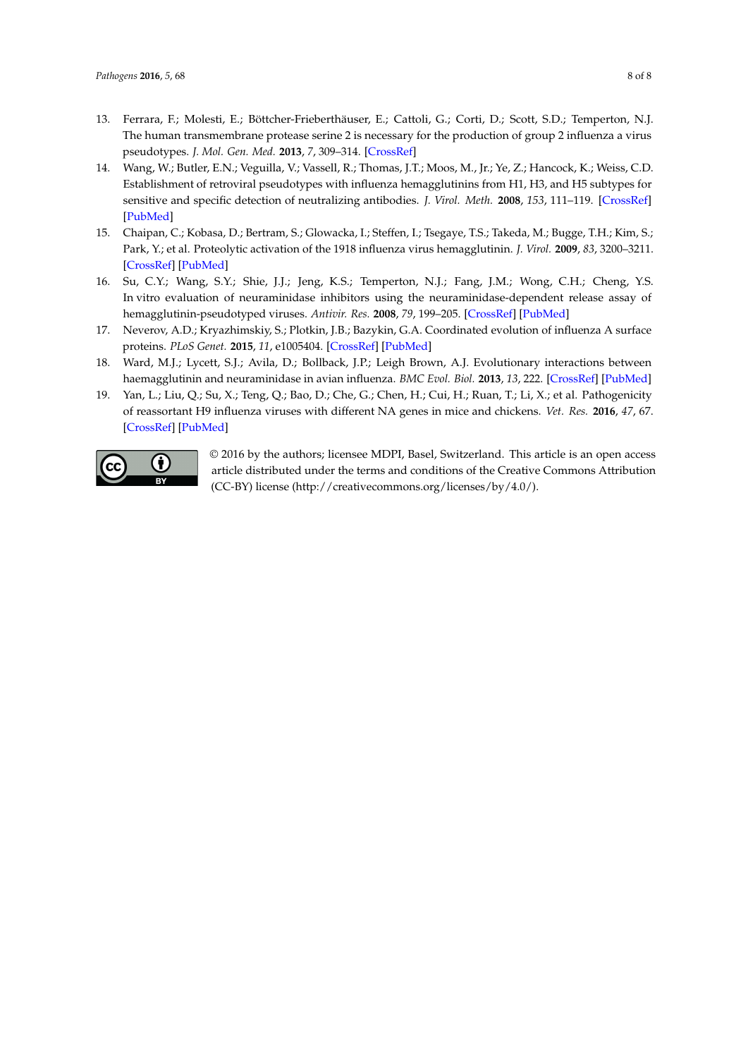13. Ferrara, F.; Molesti, E.; Böttcher-Frieberthäuser, E.; Cattoli, G.; Corti, D.; Scott, S.D.; Temperton, N.J. The human transmembrane protease serine 2 is necessary for the production of group 2 influenza a virus pseudotypes. *J. Mol. Gen. Med.* **2013**, *7*, 309–314. [CrossRef]
14. Wang, W.; Butler, E.N.; Veguilla, V.; Vassell, R.; Thomas, J.T.; Moos, M., Jr.; Ye, Z.; Hancock, K.; Weiss, C.D. Establishment of retroviral pseudotypes with influenza hemagglutinins from H1, H3, and H5 subtypes for sensitive and specific detection of neutralizing antibodies. *J. Virol. Meth.* **2008**, *153*, 111–119. [CrossRef] [PubMed]
15. Chaipan, C.; Kobasa, D.; Bertram, S.; Glowacka, I.; Steffen, I.; Tsegaye, T.S.; Takeda, M.; Bugge, T.H.; Kim, S.; Park, Y.; et al. Proteolytic activation of the 1918 influenza virus hemagglutinin. *J. Virol.* **2009**, *83*, 3200–3211. [CrossRef] [PubMed]
16. Su, C.Y.; Wang, S.Y.; Shie, J.J.; Jeng, K.S.; Temperton, N.J.; Fang, J.M.; Wong, C.H.; Cheng, Y.S. In vitro evaluation of neuraminidase inhibitors using the neuraminidase-dependent release assay of hemagglutinin-pseudotyped viruses. *Antivir. Res.* **2008**, *79*, 199–205. [CrossRef] [PubMed]
17. Neverov, A.D.; Kryazhimskiy, S.; Plotkin, J.B.; Bazykin, G.A. Coordinated evolution of influenza A surface proteins. *PLoS Genet.* **2015**, *11*, e1005404. [CrossRef] [PubMed]
18. Ward, M.J.; Lycett, S.J.; Avila, D.; Bollback, J.P.; Leigh Brown, A.J. Evolutionary interactions between haemagglutinin and neuraminidase in avian influenza. *BMC Evol. Biol.* **2013**, *13*, 222. [CrossRef] [PubMed]
19. Yan, L.; Liu, Q.; Su, X.; Teng, Q.; Bao, D.; Che, G.; Chen, H.; Cui, H.; Ruan, T.; Li, X.; et al. Pathogenicity of reassortant H9 influenza viruses with different NA genes in mice and chickens. *Vet. Res.* **2016**, *47*, 67. [CrossRef] [PubMed]

© 2016 by the authors; licensee MDPI, Basel, Switzerland. This article is an open access article distributed under the terms and conditions of the Creative Commons Attribution (CC-BY) license (http://creativecommons.org/licenses/by/4.0/).